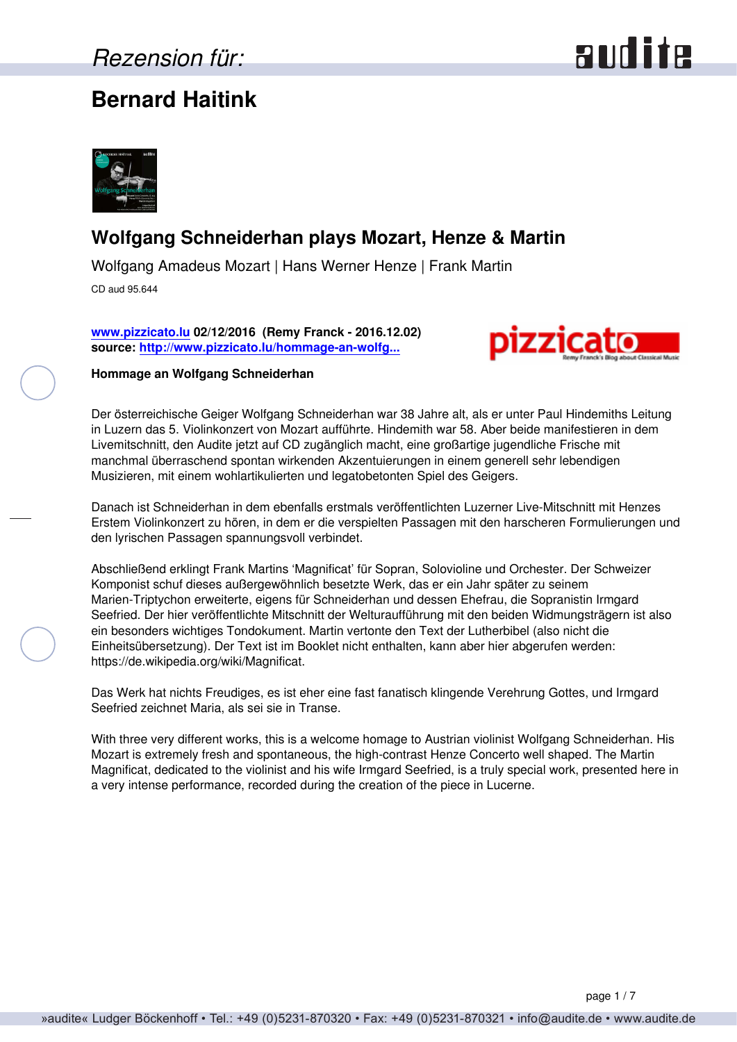Rezension für:

# Bernard Haitink

## Wolfgang Schneiderhan plays Mozart, Henze & Martin

Wolfgang Amadeus Mozart | Hans Werner Henze | Frank Martin

CD aud 95.644

**[www.pizzicato.lu](http://www.pizzicato.lu) 02/12/2016 (Remy Franck - 2016.12.02)**
**source: [http://www.pizzicato.lu/hommage-an-wolfg...](http://www.pizzicato.lu/hommage-an-wolfg...)**

**Hommage an Wolfgang Schneiderhan**

Der österreichische Geiger Wolfgang Schneiderhan war 38 Jahre alt, als er unter Paul Hindemiths Leitung in Luzern das 5. Violinkonzert von Mozart aufführte. Hindemith war 58. Aber beide manifestieren in dem Livemitschnitt, den Audite jetzt auf CD zugänglich macht, eine großartige jugendliche Frische mit manchmal überraschend spontan wirkenden Akzentuierungen in einem generell sehr lebendigen Musizieren, mit einem wohlartikulierten und legatobetonten Spiel des Geigers.

Danach ist Schneiderhan in dem ebenfalls erstmals veröffentlichten Luzerner Live-Mitschnitt mit Henzes Erstem Violinkonzert zu hören, in dem er die verspielten Passagen mit den harscheren Formulierungen und den lyrischen Passagen spannungsvoll verbindet.

Abschließend erklingt Frank Martins 'Magnificat' für Sopran, Solovioline und Orchester. Der Schweizer Komponist schuf dieses außergewöhnlich besetzte Werk, das er ein Jahr später zu seinem Marien-Triptychon erweiterte, eigens für Schneiderhan und dessen Ehefrau, die Sopranistin Irmgard Seefried. Der hier veröffentlichte Mitschnitt der Welturaufführung mit den beiden Widmungsträgern ist also ein besonders wichtiges Tondokument. Martin vertonte den Text der Lutherbibel (also nicht die Einheitsübersetzung). Der Text ist im Booklet nicht enthalten, kann aber hier abgerufen werden: https://de.wikipedia.org/wiki/Magnificat.

Das Werk hat nichts Freudiges, es ist eher eine fast fanatisch klingende Verehrung Gottes, und Irmgard Seefried zeichnet Maria, als sei sie in Transe.

With three very different works, this is a welcome homage to Austrian violinist Wolfgang Schneiderhan. His Mozart is extremely fresh and spontaneous, the high-contrast Henze Concerto well shaped. The Martin Magnificat, dedicated to the violinist and his wife Irmgard Seefried, is a truly special work, presented here in a very intense performance, recorded during the creation of the piece in Lucerne.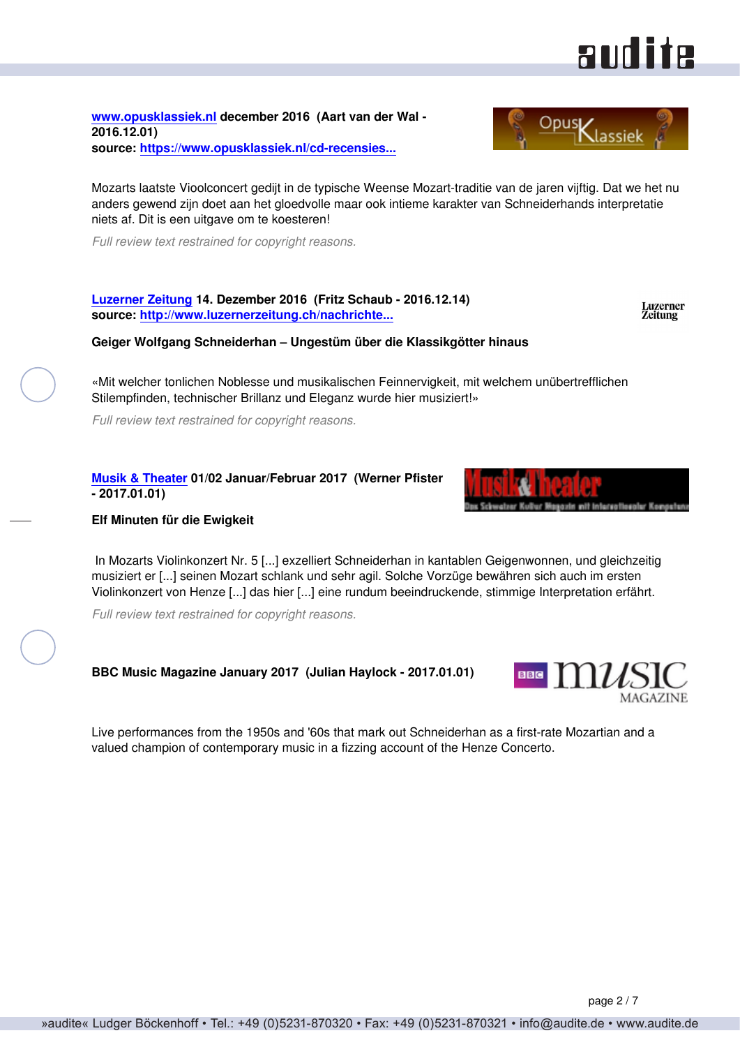**[www.opusklassiek.nl](www.opusklassiek.nl) december 2016 (Aart van der Wal - 2016.12.01)**
**source: [https://www.opusklassiek.nl/cd-recensies...](https://www.opusklassiek.nl/cd-recensies...)**

Mozarts laatste Vioolconcert gedijt in de typische Weense Mozart-traditie van de jaren vijftig. Dat we het nu anders gewend zijn doet aan het gloedvolle maar ook intieme karakter van Schneiderhands interpretatie niets af. Dit is een uitgave om te koesteren!

*Full review text restrained for copyright reasons.*

**Luzerner Zeitung 14. Dezember 2016 (Fritz Schaub - 2016.12.14)**
**source: [http://www.luzernerzeitung.ch/nachrichte...](http://www.luzernerzeitung.ch/nachrichte...)**

**Geiger Wolfgang Schneiderhan – Ungestüm über die Klassikgötter hinaus**

«Mit welcher tonlichen Noblesse und musikalischen Feinnervigkeit, mit welchem unübertrefflichen Stilempfinden, technischer Brillanz und Eleganz wurde hier musiziert!»

*Full review text restrained for copyright reasons.*

**Musik & Theater 01/02 Januar/Februar 2017 (Werner Pfister - 2017.01.01)**

**Elf Minuten für die Ewigkeit**

In Mozarts Violinkonzert Nr. 5 [...] exzelliert Schneiderhan in kantablen Geigenwonnen, und gleichzeitig musiziert er [...] seinen Mozart schlank und sehr agil. Solche Vorzüge bewähren sich auch im ersten Violinkonzert von Henze [...] das hier [...] eine rundum beeindruckende, stimmige Interpretation erfährt.

*Full review text restrained for copyright reasons.*

**BBC Music Magazine January 2017 (Julian Haylock - 2017.01.01)**

Live performances from the 1950s and '60s that mark out Schneiderhan as a first-rate Mozartian and a valued champion of contemporary music in a fizzing account of the Henze Concerto.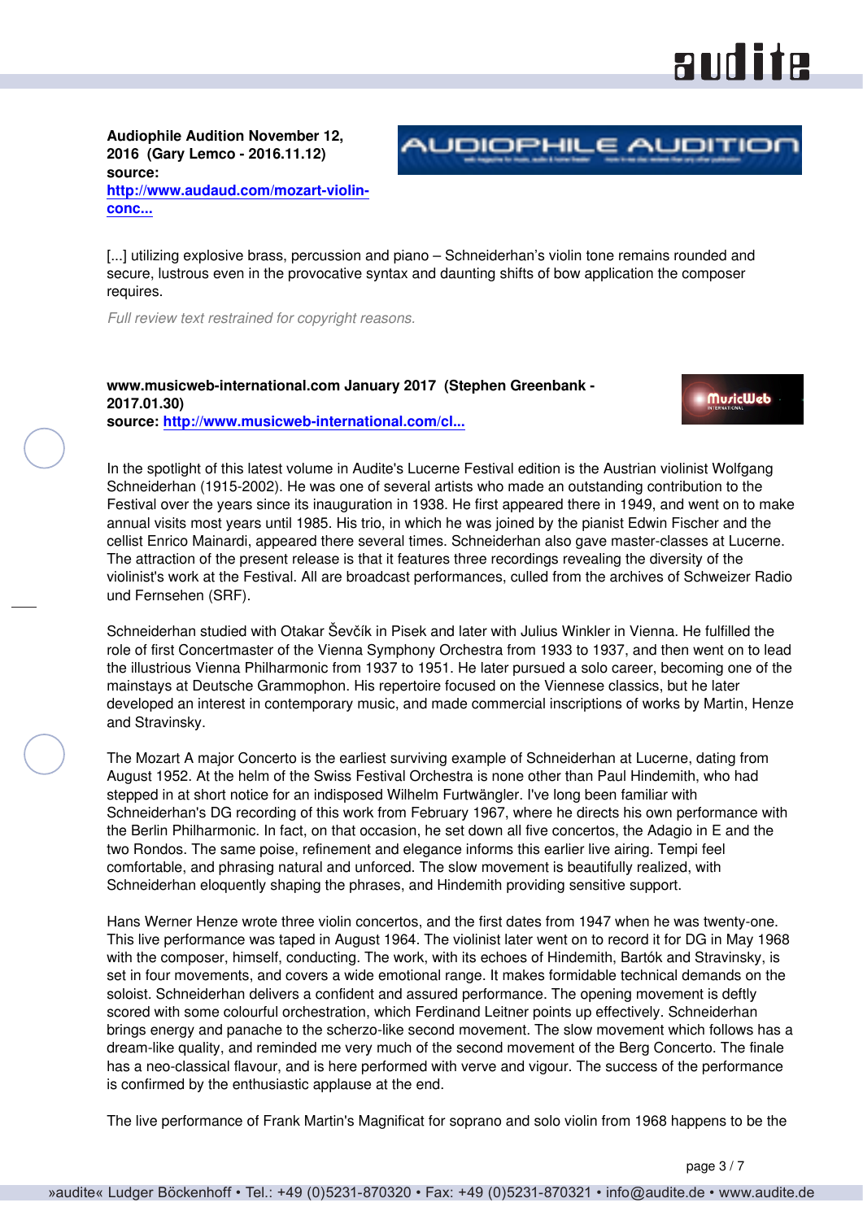**Audiophile Audition November 12, 2016 (Gary Lemco - 2016.11.12)**
**source: [http://www.audaud.com/mozart-violin-conc...](http://www.audaud.com/mozart-violin-conc...)**

[...] utilizing explosive brass, percussion and piano – Schneiderhan's violin tone remains rounded and secure, lustrous even in the provocative syntax and daunting shifts of bow application the composer requires.

*Full review text restrained for copyright reasons.*

**www.musicweb-international.com January 2017 (Stephen Greenbank - 2017.01.30)**
**source: [http://www.musicweb-international.com/cl...](http://www.musicweb-international.com/cl...)**

In the spotlight of this latest volume in Audite's Lucerne Festival edition is the Austrian violinist Wolfgang Schneiderhan (1915-2002). He was one of several artists who made an outstanding contribution to the Festival over the years since its inauguration in 1938. He first appeared there in 1949, and went on to make annual visits most years until 1985. His trio, in which he was joined by the pianist Edwin Fischer and the cellist Enrico Mainardi, appeared there several times. Schneiderhan also gave master-classes at Lucerne. The attraction of the present release is that it features three recordings revealing the diversity of the violinist's work at the Festival. All are broadcast performances, culled from the archives of Schweizer Radio und Fernsehen (SRF).

Schneiderhan studied with Otakar Ševčík in Pisek and later with Julius Winkler in Vienna. He fulfilled the role of first Concertmaster of the Vienna Symphony Orchestra from 1933 to 1937, and then went on to lead the illustrious Vienna Philharmonic from 1937 to 1951. He later pursued a solo career, becoming one of the mainstays at Deutsche Grammophon. His repertoire focused on the Viennese classics, but he later developed an interest in contemporary music, and made commercial inscriptions of works by Martin, Henze and Stravinsky.

The Mozart A major Concerto is the earliest surviving example of Schneiderhan at Lucerne, dating from August 1952. At the helm of the Swiss Festival Orchestra is none other than Paul Hindemith, who had stepped in at short notice for an indisposed Wilhelm Furtwängler. I've long been familiar with Schneiderhan's DG recording of this work from February 1967, where he directs his own performance with the Berlin Philharmonic. In fact, on that occasion, he set down all five concertos, the Adagio in E and the two Rondos. The same poise, refinement and elegance informs this earlier live airing. Tempi feel comfortable, and phrasing natural and unforced. The slow movement is beautifully realized, with Schneiderhan eloquently shaping the phrases, and Hindemith providing sensitive support.

Hans Werner Henze wrote three violin concertos, and the first dates from 1947 when he was twenty-one. This live performance was taped in August 1964. The violinist later went on to record it for DG in May 1968 with the composer, himself, conducting. The work, with its echoes of Hindemith, Bartók and Stravinsky, is set in four movements, and covers a wide emotional range. It makes formidable technical demands on the soloist. Schneiderhan delivers a confident and assured performance. The opening movement is deftly scored with some colourful orchestration, which Ferdinand Leitner points up effectively. Schneiderhan brings energy and panache to the scherzo-like second movement. The slow movement which follows has a dream-like quality, and reminded me very much of the second movement of the Berg Concerto. The finale has a neo-classical flavour, and is here performed with verve and vigour. The success of the performance is confirmed by the enthusiastic applause at the end.

The live performance of Frank Martin's Magnificat for soprano and solo violin from 1968 happens to be the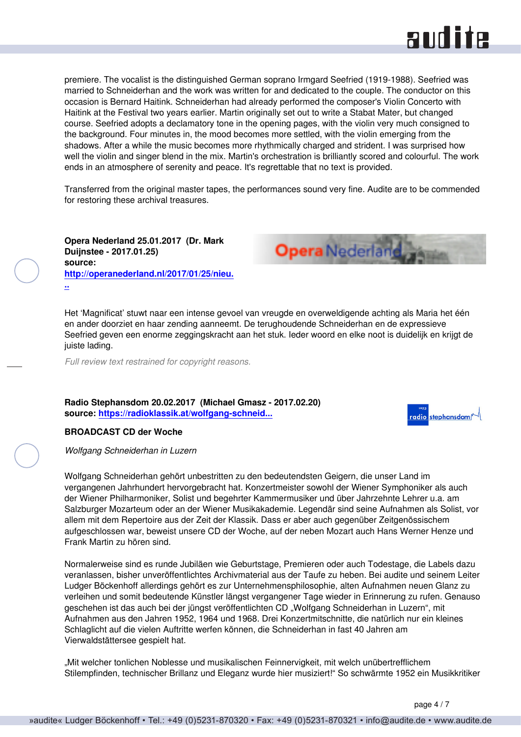premiere. The vocalist is the distinguished German soprano Irmgard Seefried (1919-1988). Seefried was married to Schneiderhan and the work was written for and dedicated to the couple. The conductor on this occasion is Bernard Haitink. Schneiderhan had already performed the composer's Violin Concerto with Haitink at the Festival two years earlier. Martin originally set out to write a Stabat Mater, but changed course. Seefried adopts a declamatory tone in the opening pages, with the violin very much consigned to the background. Four minutes in, the mood becomes more settled, with the violin emerging from the shadows. After a while the music becomes more rhythmically charged and strident. I was surprised how well the violin and singer blend in the mix. Martin's orchestration is brilliantly scored and colourful. The work ends in an atmosphere of serenity and peace. It's regrettable that no text is provided.

Transferred from the original master tapes, the performances sound very fine. Audite are to be commended for restoring these archival treasures.

**Opera Nederland 25.01.2017 (Dr. Mark Duijnstee - 2017.01.25)**
**source:**
**http://operanederland.nl/2017/01/25/nieu...**

Het 'Magnificat' stuwt naar een intense gevoel van vreugde en overweldigende achting als Maria het één en ander doorziet en haar zending aanneemt. De terughoudende Schneiderhan en de expressieve Seefried geven een enorme zeggingskracht aan het stuk. Ieder woord en elke noot is duidelijk en krijgt de juiste lading.

*Full review text restrained for copyright reasons.*

**Radio Stephansdom 20.02.2017 (Michael Gmasz - 2017.02.20)**
**source: https://radioklassik.at/wolfgang-schneid...**

**BROADCAST CD der Woche**

*Wolfgang Schneiderhan in Luzern*

Wolfgang Schneiderhan gehört unbestritten zu den bedeutendsten Geigern, die unser Land im vergangenen Jahrhundert hervorgebracht hat. Konzertmeister sowohl der Wiener Symphoniker als auch der Wiener Philharmoniker, Solist und begehrter Kammermusiker und über Jahrzehnte Lehrer u.a. am Salzburger Mozarteum oder an der Wiener Musikakademie. Legendär sind seine Aufnahmen als Solist, vor allem mit dem Repertoire aus der Zeit der Klassik. Dass er aber auch gegenüber Zeitgenössischem aufgeschlossen war, beweist unsere CD der Woche, auf der neben Mozart auch Hans Werner Henze und Frank Martin zu hören sind.

Normalerweise sind es runde Jubiläen wie Geburtstage, Premieren oder auch Todestage, die Labels dazu veranlassen, bisher unveröffentlichtes Archivmaterial aus der Taufe zu heben. Bei audite und seinem Leiter Ludger Böckenhoff allerdings gehört es zur Unternehmensphilosophie, alten Aufnahmen neuen Glanz zu verleihen und somit bedeutende Künstler längst vergangener Tage wieder in Erinnerung zu rufen. Genauso geschehen ist das auch bei der jüngst veröffentlichten CD „Wolfgang Schneiderhan in Luzern", mit Aufnahmen aus den Jahren 1952, 1964 und 1968. Drei Konzertmitschnitte, die natürlich nur ein kleines Schlaglicht auf die vielen Auftritte werfen können, die Schneiderhan in fast 40 Jahren am Vierwaldstättersee gespielt hat.

„Mit welcher tonlichen Noblesse und musikalischen Feinnervigkeit, mit welch unübertrefflichem Stilempfinden, technischer Brillanz und Eleganz wurde hier musiziert!" So schwärmte 1952 ein Musikkritiker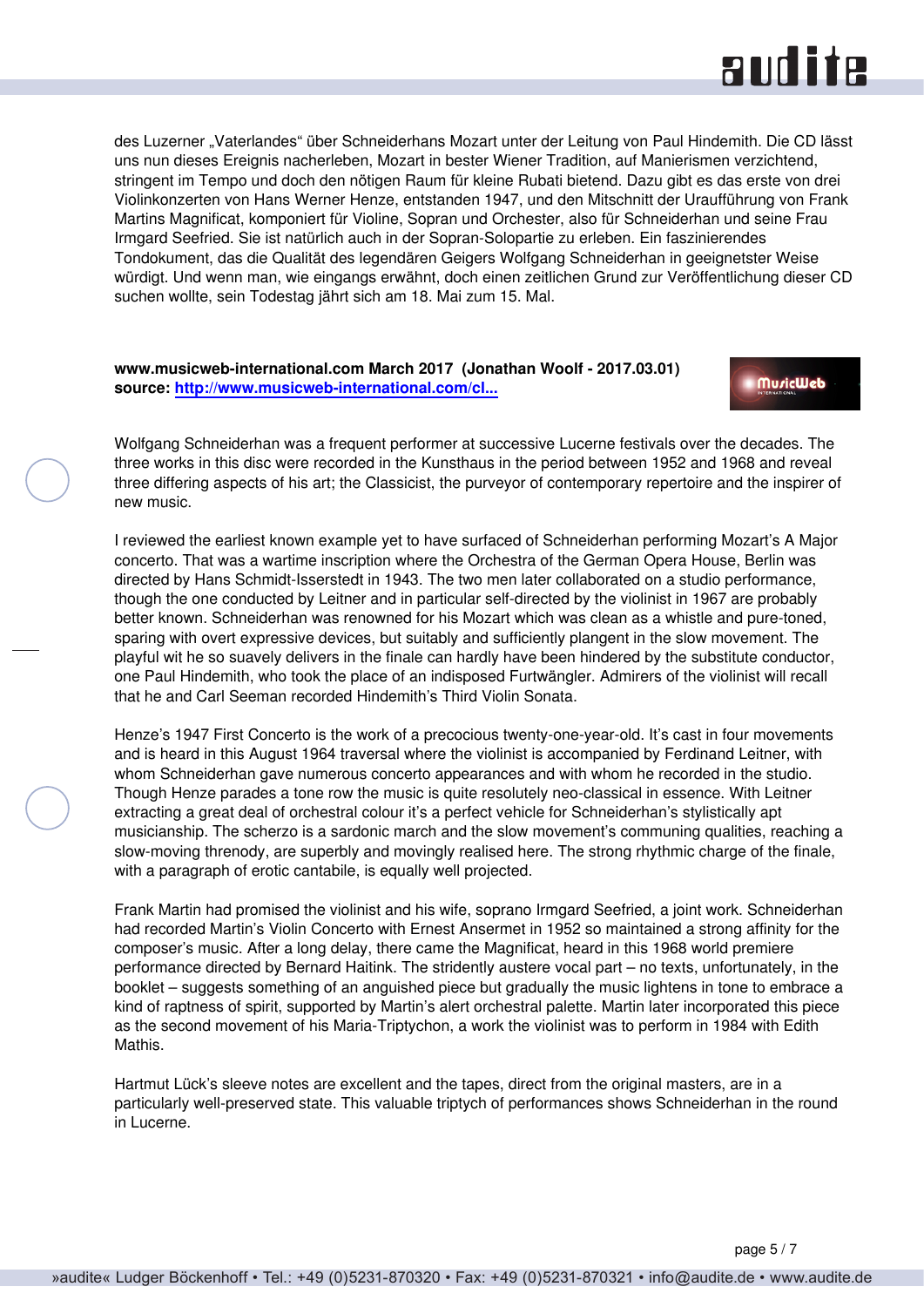des Luzerner „Vaterlandes" über Schneiderhans Mozart unter der Leitung von Paul Hindemith. Die CD lässt uns nun dieses Ereignis nacherleben, Mozart in bester Wiener Tradition, auf Manierismen verzichtend, stringent im Tempo und doch den nötigen Raum für kleine Rubati bietend. Dazu gibt es das erste von drei Violinkonzerten von Hans Werner Henze, entstanden 1947, und den Mitschnitt der Uraufführung von Frank Martins Magnificat, komponiert für Violine, Sopran und Orchester, also für Schneiderhan und seine Frau Irmgard Seefried. Sie ist natürlich auch in der Sopran-Solopartie zu erleben. Ein faszinierendes Tondokument, das die Qualität des legendären Geigers Wolfgang Schneiderhan in geeignetster Weise würdigt. Und wenn man, wie eingangs erwähnt, doch einen zeitlichen Grund zur Veröffentlichung dieser CD suchen wollte, sein Todestag jährt sich am 18. Mai zum 15. Mal.

**www.musicweb-international.com March 2017 (Jonathan Woolf - 2017.03.01)**
**source: [http://www.musicweb-international.com/cl...](http://www.musicweb-international.com/cl...)**

Wolfgang Schneiderhan was a frequent performer at successive Lucerne festivals over the decades. The three works in this disc were recorded in the Kunsthaus in the period between 1952 and 1968 and reveal three differing aspects of his art; the Classicist, the purveyor of contemporary repertoire and the inspirer of new music.

I reviewed the earliest known example yet to have surfaced of Schneiderhan performing Mozart's A Major concerto. That was a wartime inscription where the Orchestra of the German Opera House, Berlin was directed by Hans Schmidt-Isserstedt in 1943. The two men later collaborated on a studio performance, though the one conducted by Leitner and in particular self-directed by the violinist in 1967 are probably better known. Schneiderhan was renowned for his Mozart which was clean as a whistle and pure-toned, sparing with overt expressive devices, but suitably and sufficiently plangent in the slow movement. The playful wit he so suavely delivers in the finale can hardly have been hindered by the substitute conductor, one Paul Hindemith, who took the place of an indisposed Furtwängler. Admirers of the violinist will recall that he and Carl Seeman recorded Hindemith's Third Violin Sonata.

Henze's 1947 First Concerto is the work of a precocious twenty-one-year-old. It's cast in four movements and is heard in this August 1964 traversal where the violinist is accompanied by Ferdinand Leitner, with whom Schneiderhan gave numerous concerto appearances and with whom he recorded in the studio. Though Henze parades a tone row the music is quite resolutely neo-classical in essence. With Leitner extracting a great deal of orchestral colour it's a perfect vehicle for Schneiderhan's stylistically apt musicianship. The scherzo is a sardonic march and the slow movement's communing qualities, reaching a slow-moving threnody, are superbly and movingly realised here. The strong rhythmic charge of the finale, with a paragraph of erotic cantabile, is equally well projected.

Frank Martin had promised the violinist and his wife, soprano Irmgard Seefried, a joint work. Schneiderhan had recorded Martin's Violin Concerto with Ernest Ansermet in 1952 so maintained a strong affinity for the composer's music. After a long delay, there came the Magnificat, heard in this 1968 world premiere performance directed by Bernard Haitink. The stridently austere vocal part – no texts, unfortunately, in the booklet – suggests something of an anguished piece but gradually the music lightens in tone to embrace a kind of raptness of spirit, supported by Martin's alert orchestral palette. Martin later incorporated this piece as the second movement of his Maria-Triptychon, a work the violinist was to perform in 1984 with Edith Mathis.

Hartmut Lück's sleeve notes are excellent and the tapes, direct from the original masters, are in a particularly well-preserved state. This valuable triptych of performances shows Schneiderhan in the round in Lucerne.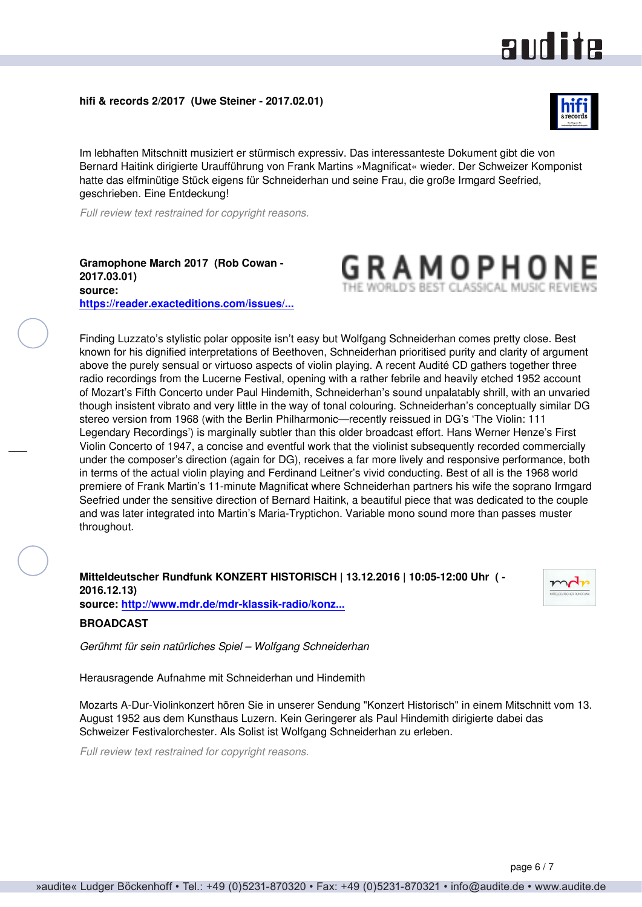**hifi & records 2/2017 (Uwe Steiner - 2017.02.01)**

Im lebhaften Mitschnitt musiziert er stürmisch expressiv. Das interessanteste Dokument gibt die von Bernard Haitink dirigierte Uraufführung von Frank Martins »Magnificat« wieder. Der Schweizer Komponist hatte das elfminütige Stück eigens für Schneiderhan und seine Frau, die große Irmgard Seefried, geschrieben. Eine Entdeckung!

*Full review text restrained for copyright reasons.*

**Gramophone March 2017 (Rob Cowan - 2017.03.01)**
**source: https://reader.exacteditions.com/issues/...**

Finding Luzzato's stylistic polar opposite isn't easy but Wolfgang Schneiderhan comes pretty close. Best known for his dignified interpretations of Beethoven, Schneiderhan prioritised purity and clarity of argument above the purely sensual or virtuoso aspects of violin playing. A recent Audité CD gathers together three radio recordings from the Lucerne Festival, opening with a rather febrile and heavily etched 1952 account of Mozart's Fifth Concerto under Paul Hindemith, Schneiderhan's sound unpalatably shrill, with an unvaried though insistent vibrato and very little in the way of tonal colouring. Schneiderhan's conceptually similar DG stereo version from 1968 (with the Berlin Philharmonic—recently reissued in DG's 'The Violin: 111 Legendary Recordings') is marginally subtler than this older broadcast effort. Hans Werner Henze's First Violin Concerto of 1947, a concise and eventful work that the violinist subsequently recorded commercially under the composer's direction (again for DG), receives a far more lively and responsive performance, both in terms of the actual violin playing and Ferdinand Leitner's vivid conducting. Best of all is the 1968 world premiere of Frank Martin's 11-minute Magnificat where Schneiderhan partners his wife the soprano Irmgard Seefried under the sensitive direction of Bernard Haitink, a beautiful piece that was dedicated to the couple and was later integrated into Martin's Maria-Tryptichon. Variable mono sound more than passes muster throughout.

**Mitteldeutscher Rundfunk KONZERT HISTORISCH | 13.12.2016 | 10:05-12:00 Uhr ( - 2016.12.13)**
**source: http://www.mdr.de/mdr-klassik-radio/konz...**

**BROADCAST**

*Gerühmt für sein natürliches Spiel – Wolfgang Schneiderhan*

Herausragende Aufnahme mit Schneiderhan und Hindemith

Mozarts A-Dur-Violinkonzert hören Sie in unserer Sendung "Konzert Historisch" in einem Mitschnitt vom 13. August 1952 aus dem Kunsthaus Luzern. Kein Geringerer als Paul Hindemith dirigierte dabei das Schweizer Festivalorchester. Als Solist ist Wolfgang Schneiderhan zu erleben.

*Full review text restrained for copyright reasons.*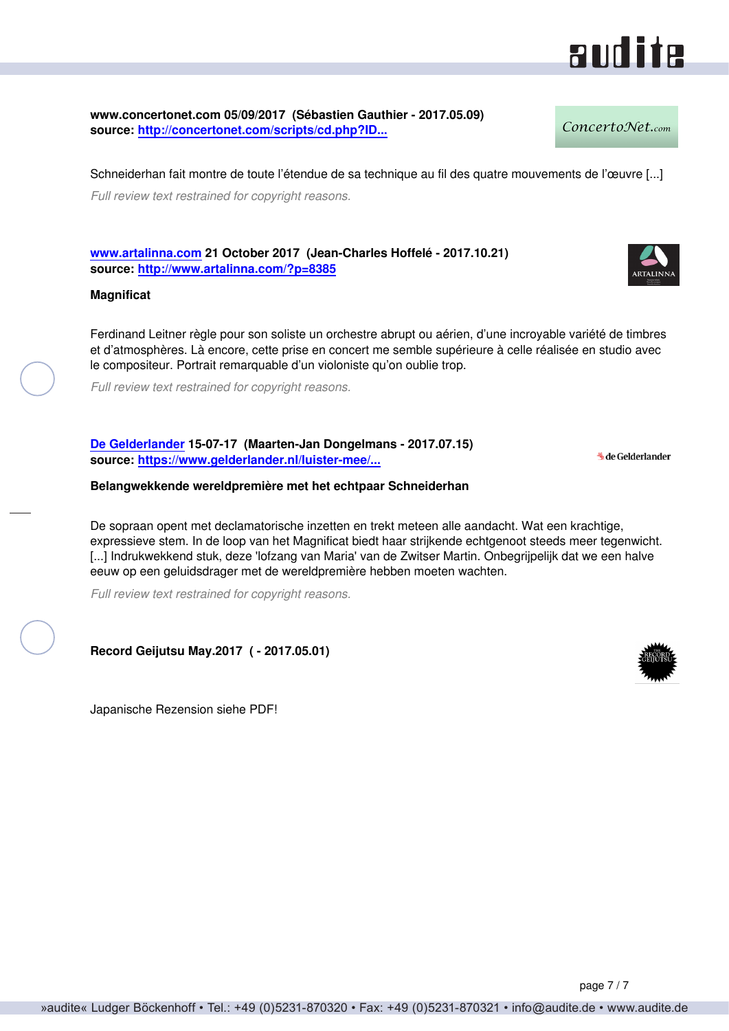**www.concertonet.com 05/09/2017 (Sébastien Gauthier - 2017.05.09)**
**source: http://concertonet.com/scripts/cd.php?ID...**

Schneiderhan fait montre de toute l'étendue de sa technique au fil des quatre mouvements de l'œuvre [...]

*Full review text restrained for copyright reasons.*

**www.artalinna.com 21 October 2017 (Jean-Charles Hoffelé - 2017.10.21)**
**source: http://www.artalinna.com/?p=8385**

**Magnificat**

Ferdinand Leitner règle pour son soliste un orchestre abrupt ou aérien, d'une incroyable variété de timbres et d'atmosphères. Là encore, cette prise en concert me semble supérieure à celle réalisée en studio avec le compositeur. Portrait remarquable d'un violoniste qu'on oublie trop.

*Full review text restrained for copyright reasons.*

**De Gelderlander 15-07-17 (Maarten-Jan Dongelmans - 2017.07.15)**
**source: https://www.gelderlander.nl/luister-mee/...**

**Belangwekkende wereldpremière met het echtpaar Schneiderhan**

De sopraan opent met declamatorische inzetten en trekt meteen alle aandacht. Wat een krachtige, expressieve stem. In de loop van het Magnificat biedt haar strijkende echtgenoot steeds meer tegenwicht. [...] Indrukwekkend stuk, deze 'lofzang van Maria' van de Zwitser Martin. Onbegrijpelijk dat we een halve eeuw op een geluidsdrager met de wereldpremière hebben moeten wachten.

*Full review text restrained for copyright reasons.*

**Record Geijutsu May.2017 ( - 2017.05.01)**

Japanische Rezension siehe PDF!